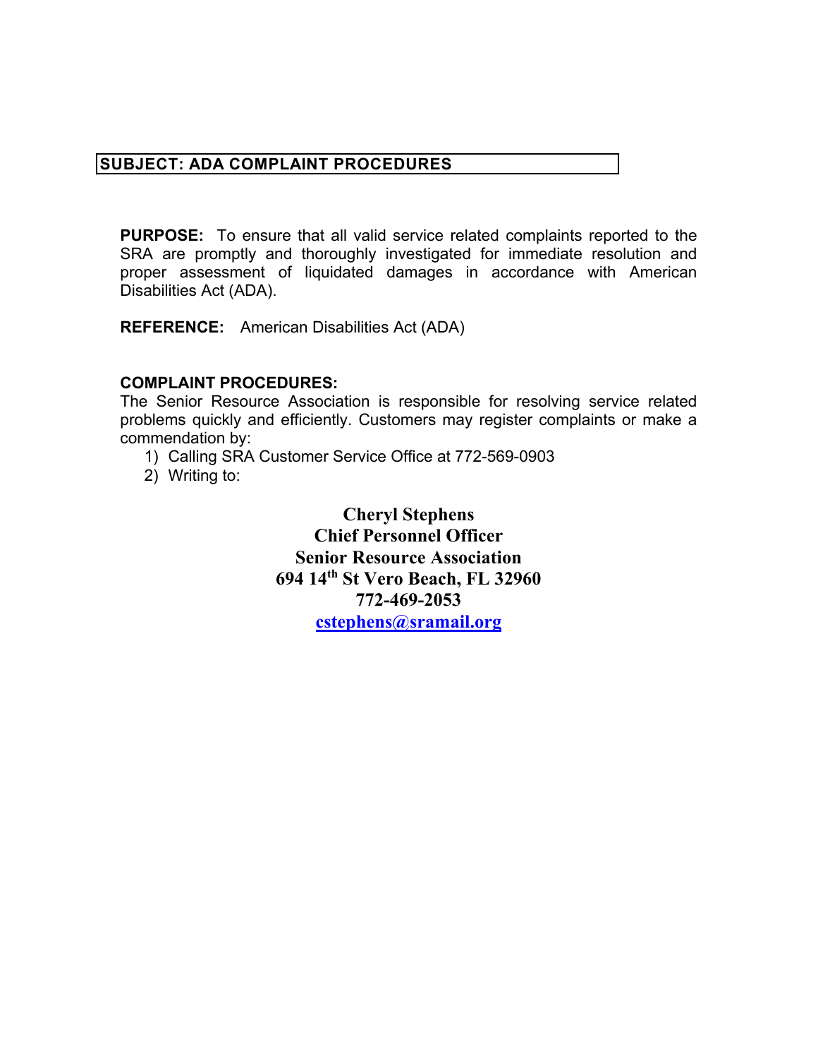## SUBJECT: ADA COMPLAINT PROCEDURES

**PURPOSE:** To ensure that all valid service related complaints reported to the SRA are promptly and thoroughly investigated for immediate resolution and proper assessment of liquidated damages in accordance with American Disabilities Act (ADA).

**REFERENCE:** American Disabilities Act (ADA)

**COMPLAINT PROCEDURES:**
The Senior Resource Association is responsible for resolving service related problems quickly and efficiently. Customers may register complaints or make a commendation by:

1) Calling SRA Customer Service Office at 772-569-0903
2) Writing to:

**Cheryl Stephens**
**Chief Personnel Officer**
**Senior Resource Association**
**694 14th St Vero Beach, FL 32960**
**772-469-2053**
**cstephens@sramail.org**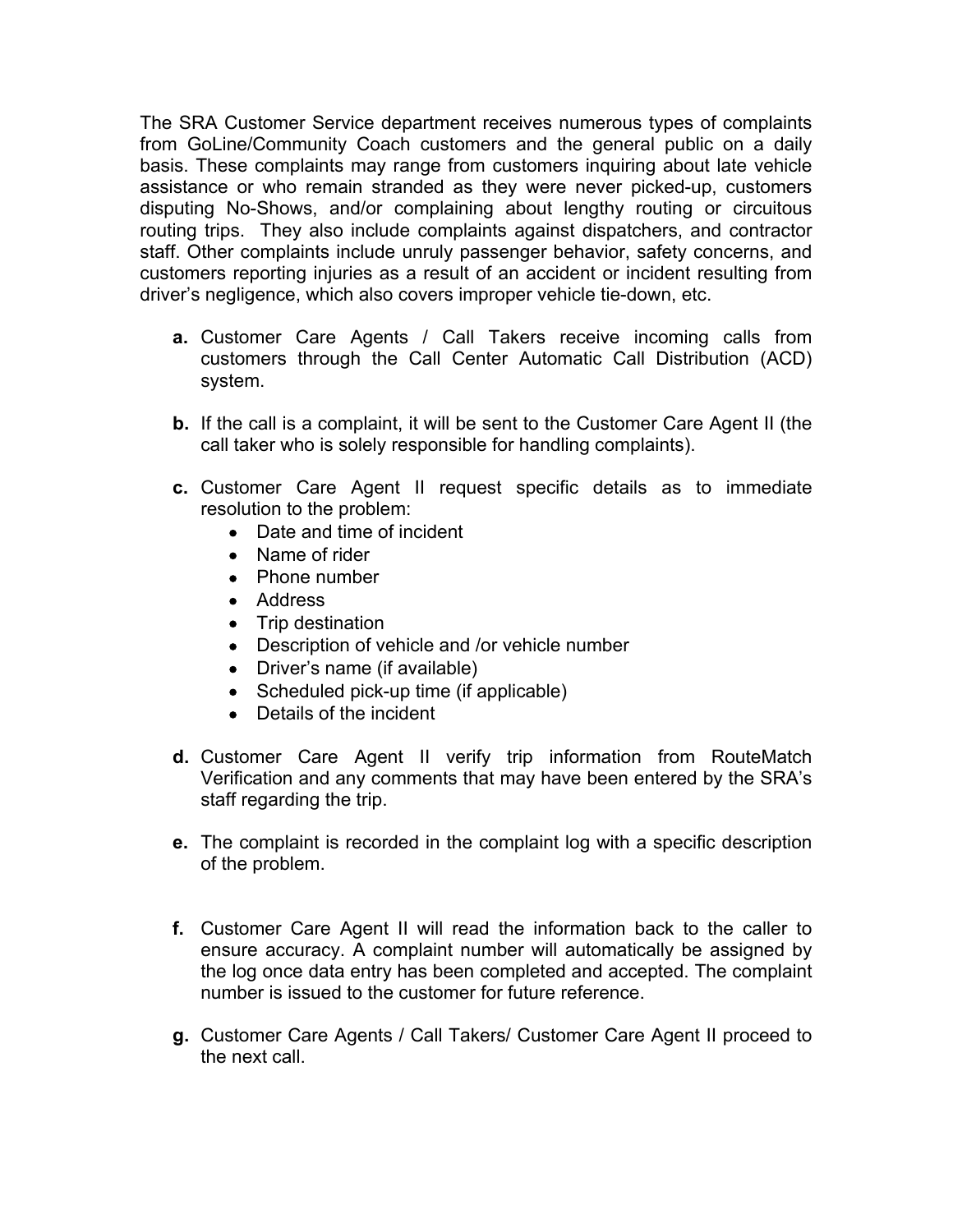The SRA Customer Service department receives numerous types of complaints from GoLine/Community Coach customers and the general public on a daily basis. These complaints may range from customers inquiring about late vehicle assistance or who remain stranded as they were never picked-up, customers disputing No-Shows, and/or complaining about lengthy routing or circuitous routing trips. They also include complaints against dispatchers, and contractor staff. Other complaints include unruly passenger behavior, safety concerns, and customers reporting injuries as a result of an accident or incident resulting from driver's negligence, which also covers improper vehicle tie-down, etc.

**a.** Customer Care Agents / Call Takers receive incoming calls from customers through the Call Center Automatic Call Distribution (ACD) system.

**b.** If the call is a complaint, it will be sent to the Customer Care Agent II (the call taker who is solely responsible for handling complaints).

**c.** Customer Care Agent II request specific details as to immediate resolution to the problem:

- Date and time of incident
- Name of rider
- Phone number
- Address
- Trip destination
- Description of vehicle and /or vehicle number
- Driver's name (if available)
- Scheduled pick-up time (if applicable)
- Details of the incident

**d.** Customer Care Agent II verify trip information from RouteMatch Verification and any comments that may have been entered by the SRA's staff regarding the trip.

**e.** The complaint is recorded in the complaint log with a specific description of the problem.

**f.** Customer Care Agent II will read the information back to the caller to ensure accuracy. A complaint number will automatically be assigned by the log once data entry has been completed and accepted. The complaint number is issued to the customer for future reference.

**g.** Customer Care Agents / Call Takers/ Customer Care Agent II proceed to the next call.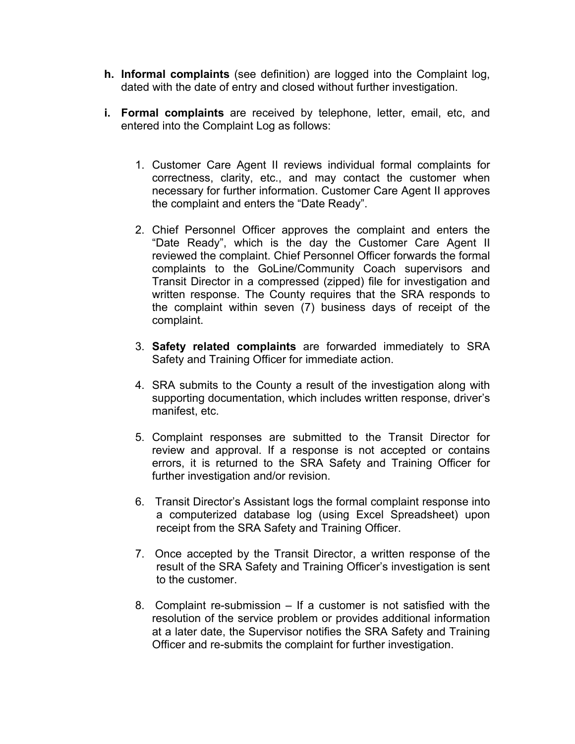h. **Informal complaints** (see definition) are logged into the Complaint log, dated with the date of entry and closed without further investigation.

i. **Formal complaints** are received by telephone, letter, email, etc, and entered into the Complaint Log as follows:

   1. Customer Care Agent II reviews individual formal complaints for correctness, clarity, etc., and may contact the customer when necessary for further information. Customer Care Agent II approves the complaint and enters the "Date Ready".

   2. Chief Personnel Officer approves the complaint and enters the "Date Ready", which is the day the Customer Care Agent II reviewed the complaint. Chief Personnel Officer forwards the formal complaints to the GoLine/Community Coach supervisors and Transit Director in a compressed (zipped) file for investigation and written response. The County requires that the SRA responds to the complaint within seven (7) business days of receipt of the complaint.

   3. **Safety related complaints** are forwarded immediately to SRA Safety and Training Officer for immediate action.

   4. SRA submits to the County a result of the investigation along with supporting documentation, which includes written response, driver's manifest, etc.

   5. Complaint responses are submitted to the Transit Director for review and approval. If a response is not accepted or contains errors, it is returned to the SRA Safety and Training Officer for further investigation and/or revision.

   6. Transit Director's Assistant logs the formal complaint response into a computerized database log (using Excel Spreadsheet) upon receipt from the SRA Safety and Training Officer.

   7. Once accepted by the Transit Director, a written response of the result of the SRA Safety and Training Officer's investigation is sent to the customer.

   8. Complaint re-submission – If a customer is not satisfied with the resolution of the service problem or provides additional information at a later date, the Supervisor notifies the SRA Safety and Training Officer and re-submits the complaint for further investigation.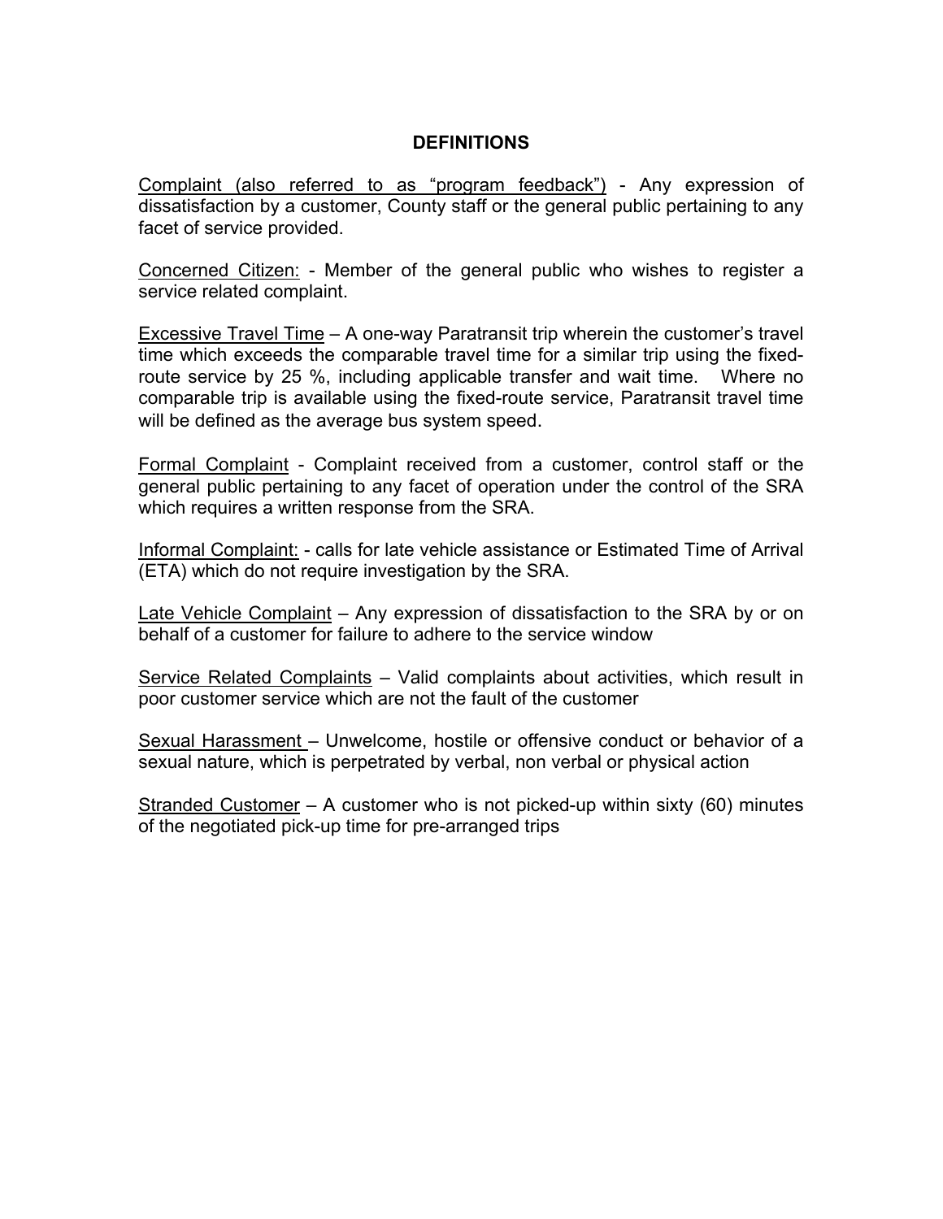## DEFINITIONS

Complaint (also referred to as "program feedback") - Any expression of dissatisfaction by a customer, County staff or the general public pertaining to any facet of service provided.

Concerned Citizen: - Member of the general public who wishes to register a service related complaint.

Excessive Travel Time – A one-way Paratransit trip wherein the customer's travel time which exceeds the comparable travel time for a similar trip using the fixed-route service by 25 %, including applicable transfer and wait time. Where no comparable trip is available using the fixed-route service, Paratransit travel time will be defined as the average bus system speed.

Formal Complaint - Complaint received from a customer, control staff or the general public pertaining to any facet of operation under the control of the SRA which requires a written response from the SRA.

Informal Complaint: - calls for late vehicle assistance or Estimated Time of Arrival (ETA) which do not require investigation by the SRA.

Late Vehicle Complaint – Any expression of dissatisfaction to the SRA by or on behalf of a customer for failure to adhere to the service window

Service Related Complaints – Valid complaints about activities, which result in poor customer service which are not the fault of the customer

Sexual Harassment – Unwelcome, hostile or offensive conduct or behavior of a sexual nature, which is perpetrated by verbal, non verbal or physical action

Stranded Customer – A customer who is not picked-up within sixty (60) minutes of the negotiated pick-up time for pre-arranged trips